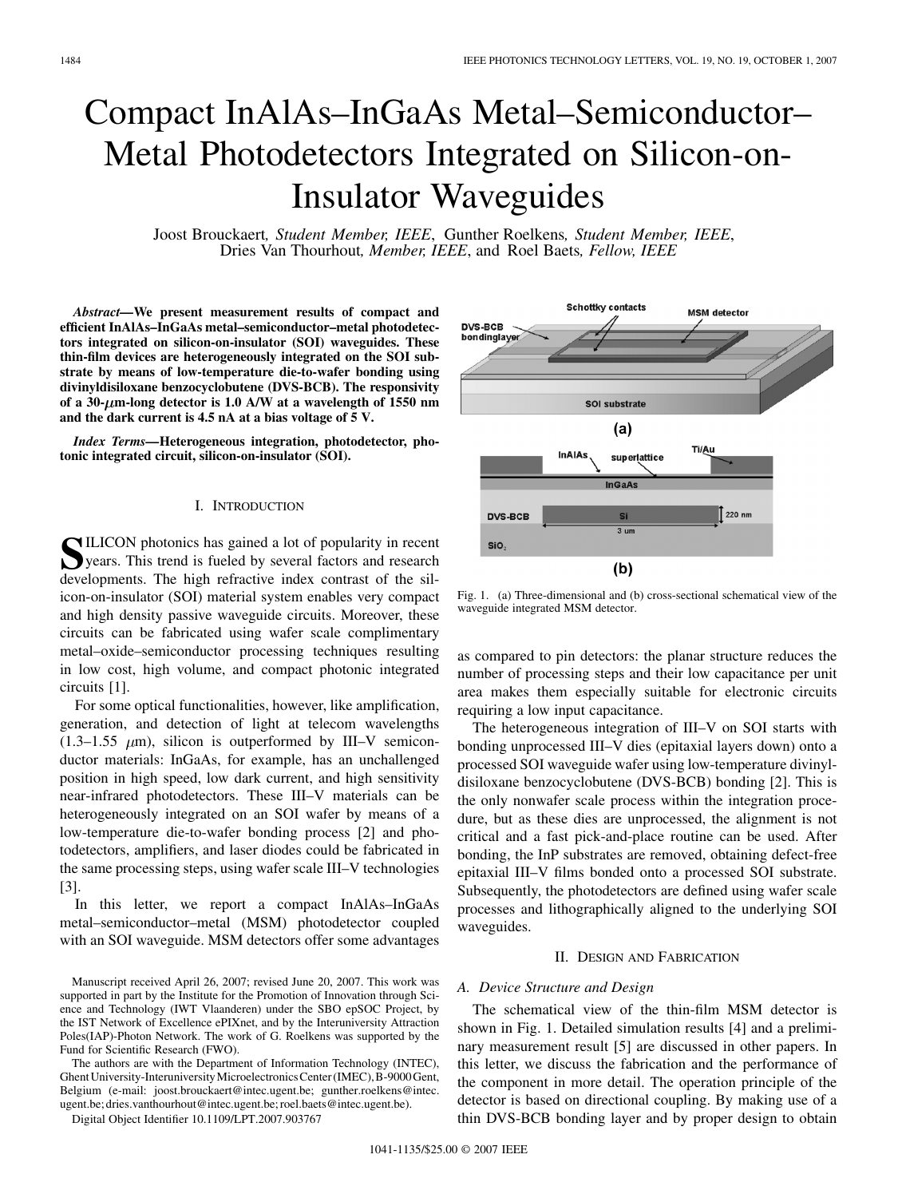# Compact InAlAs–InGaAs Metal–Semiconductor–Metal Photodetectors Integrated on Silicon-on-Insulator Waveguides

Joost Brouckaert, *Student Member, IEEE*, Gunther Roelkens, *Student Member, IEEE*, Dries Van Thourhout, *Member, IEEE*, and Roel Baets, *Fellow, IEEE*

***Abstract*—We present measurement results of compact and efficient InAlAs–InGaAs metal–semiconductor–metal photodetectors integrated on silicon-on-insulator (SOI) waveguides. These thin-film devices are heterogeneously integrated on the SOI substrate by means of low-temperature die-to-wafer bonding using divinyldisiloxane benzocyclobutene (DVS-BCB). The responsivity of a 30-$\mu$m-long detector is 1.0 A/W at a wavelength of 1550 nm and the dark current is 4.5 nA at a bias voltage of 5 V.**

***Index Terms*—Heterogeneous integration, photodetector, photonic integrated circuit, silicon-on-insulator (SOI).**

## I. Introduction

Silicon photonics has gained a lot of popularity in recent years. This trend is fueled by several factors and research developments. The high refractive index contrast of the silicon-on-insulator (SOI) material system enables very compact and high density passive waveguide circuits. Moreover, these circuits can be fabricated using wafer scale complimentary metal–oxide–semiconductor processing techniques resulting in low cost, high volume, and compact photonic integrated circuits [1].

For some optical functionalities, however, like amplification, generation, and detection of light at telecom wavelengths (1.3–1.55 $\mu$m), silicon is outperformed by III–V semiconductor materials: InGaAs, for example, has an unchallenged position in high speed, low dark current, and high sensitivity near-infrared photodetectors. These III–V materials can be heterogeneously integrated on an SOI wafer by means of a low-temperature die-to-wafer bonding process [2] and photodetectors, amplifiers, and laser diodes could be fabricated in the same processing steps, using wafer scale III–V technologies [3].

In this letter, we report a compact InAlAs–InGaAs metal–semiconductor–metal (MSM) photodetector coupled with an SOI waveguide. MSM detectors offer some advantages as compared to pin detectors: the planar structure reduces the number of processing steps and their low capacitance per unit area makes them especially suitable for electronic circuits requiring a low input capacitance.

The heterogeneous integration of III–V on SOI starts with bonding unprocessed III–V dies (epitaxial layers down) onto a processed SOI waveguide wafer using low-temperature divinyldisiloxane benzocyclobutene (DVS-BCB) bonding [2]. This is the only nonwafer scale process within the integration procedure, but as these dies are unprocessed, the alignment is not critical and a fast pick-and-place routine can be used. After bonding, the InP substrates are removed, obtaining defect-free epitaxial III–V films bonded onto a processed SOI substrate. Subsequently, the photodetectors are defined using wafer scale processes and lithographically aligned to the underlying SOI waveguides.

Fig. 1. (a) Three-dimensional and (b) cross-sectional schematical view of the waveguide integrated MSM detector.

## II. Design and Fabrication

### A. Device Structure and Design

The schematical view of the thin-film MSM detector is shown in Fig. 1. Detailed simulation results [4] and a preliminary measurement result [5] are discussed in other papers. In this letter, we discuss the fabrication and the performance of the component in more detail. The operation principle of the detector is based on directional coupling. By making use of a thin DVS-BCB bonding layer and by proper design to obtain

Manuscript received April 26, 2007; revised June 20, 2007. This work was supported in part by the Institute for the Promotion of Innovation through Science and Technology (IWT Vlaanderen) under the SBO epSOC Project, by the IST Network of Excellence ePIXnet, and by the Interuniversity Attraction Poles(IAP)-Photon Network. The work of G. Roelkens was supported by the Fund for Scientific Research (FWO).

The authors are with the Department of Information Technology (INTEC), Ghent University-Interuniversity Microelectronics Center (IMEC), B-9000 Gent, Belgium (e-mail: joost.brouckaert@intec.ugent.be; gunther.roelkens@intec.ugent.be; dries.vanthourhout@intec.ugent.be; roel.baets@intec.ugent.be).

Digital Object Identifier 10.1109/LPT.2007.903767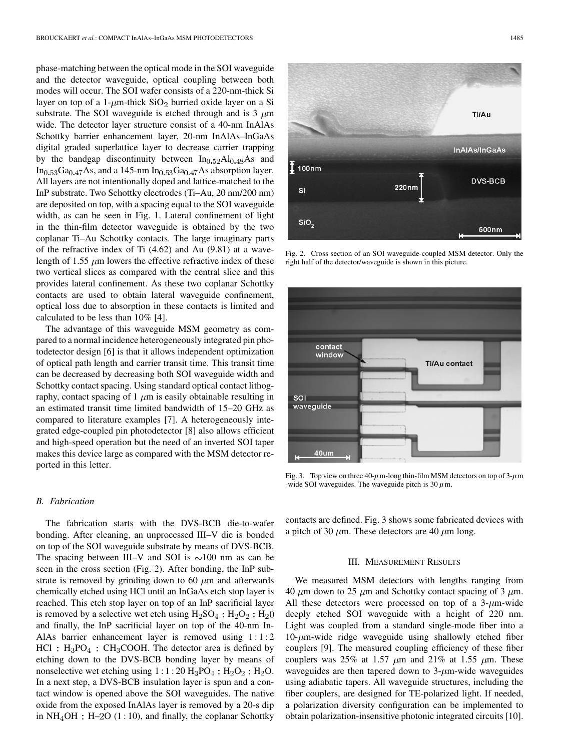phase-matching between the optical mode in the SOI waveguide and the detector waveguide, optical coupling between both modes will occur. The SOI wafer consists of a 220-nm-thick Si layer on top of a 1-$\mu$m-thick $SiO_2$ burried oxide layer on a Si substrate. The SOI waveguide is etched through and is 3 $\mu$m wide. The detector layer structure consist of a 40-nm InAlAs Schottky barrier enhancement layer, 20-nm InAlAs–InGaAs digital graded superlattice layer to decrease carrier trapping by the bandgap discontinuity between $In_{0.52}Al_{0.48}As$ and $In_{0.53}Ga_{0.47}As$, and a 145-nm $In_{0.53}Ga_{0.47}As$ absorption layer. All layers are not intentionally doped and lattice-matched to the InP substrate. Two Schottky electrodes (Ti–Au, 20 nm/200 nm) are deposited on top, with a spacing equal to the SOI waveguide width, as can be seen in Fig. 1. Lateral confinement of light in the thin-film detector waveguide is obtained by the two coplanar Ti–Au Schottky contacts. The large imaginary parts of the refractive index of Ti (4.62) and Au (9.81) at a wavelength of 1.55 $\mu$m lowers the effective refractive index of these two vertical slices as compared with the central slice and this provides lateral confinement. As these two coplanar Schottky contacts are used to obtain lateral waveguide confinement, optical loss due to absorption in these contacts is limited and calculated to be less than 10% [4].

The advantage of this waveguide MSM geometry as compared to a normal incidence heterogeneously integrated pin photodetector design [6] is that it allows independent optimization of optical path length and carrier transit time. This transit time can be decreased by decreasing both SOI waveguide width and Schottky contact spacing. Using standard optical contact lithography, contact spacing of 1 $\mu$m is easily obtainable resulting in an estimated transit time limited bandwidth of 15–20 GHz as compared to literature examples [7]. A heterogeneously integrated edge-coupled pin photodetector [8] also allows efficient and high-speed operation but the need of an inverted SOI taper makes this device large as compared with the MSM detector reported in this letter.

Fig. 2. Cross section of an SOI waveguide-coupled MSM detector. Only the right half of the detector/waveguide is shown in this picture.

Fig. 3. Top view on three 40-$\mu$m-long thin-film MSM detectors on top of 3-$\mu$m -wide SOI waveguides. The waveguide pitch is 30 $\mu$m.

### B. Fabrication

The fabrication starts with the DVS-BCB die-to-wafer bonding. After cleaning, an unprocessed III–V die is bonded on top of the SOI waveguide substrate by means of DVS-BCB. The spacing between III–V and SOI is ~100 nm as can be seen in the cross section (Fig. 2). After bonding, the InP substrate is removed by grinding down to 60 $\mu$m and afterwards chemically etched using HCl until an InGaAs etch stop layer is reached. This etch stop layer on top of an InP sacrificial layer is removed by a selective wet etch using $H_2SO_4 : H_2O_2 : H_20$ and finally, the InP sacrificial layer on top of the 40-nm InAlAs barrier enhancement layer is removed using $1:1:2$ $HCl : H_3PO_4 : CH_3COOH$. The detector area is defined by etching down to the DVS-BCB bonding layer by means of nonselective wet etching using $1:1:20$ $H_3PO_4 : H_2O_2 : H_2O$. In a next step, a DVS-BCB insulation layer is spun and a contact window is opened above the SOI waveguides. The native oxide from the exposed InAlAs layer is removed by a 20-s dip in $NH_4OH$ : H–2O (1 : 10), and finally, the coplanar Schottky contacts are defined. Fig. 3 shows some fabricated devices with a pitch of 30 $\mu$m. These detectors are 40 $\mu$m long.

## III. Measurement Results

We measured MSM detectors with lengths ranging from 40 $\mu$m down to 25 $\mu$m and Schottky contact spacing of 3 $\mu$m. All these detectors were processed on top of a 3-$\mu$m-wide deeply etched SOI waveguide with a height of 220 nm. Light was coupled from a standard single-mode fiber into a 10-$\mu$m-wide ridge waveguide using shallowly etched fiber couplers [9]. The measured coupling efficiency of these fiber couplers was 25% at 1.57 $\mu$m and 21% at 1.55 $\mu$m. These waveguides are then tapered down to 3-$\mu$m-wide waveguides using adiabatic tapers. All waveguide structures, including the fiber couplers, are designed for TE-polarized light. If needed, a polarization diversity configuration can be implemented to obtain polarization-insensitive photonic integrated circuits [10].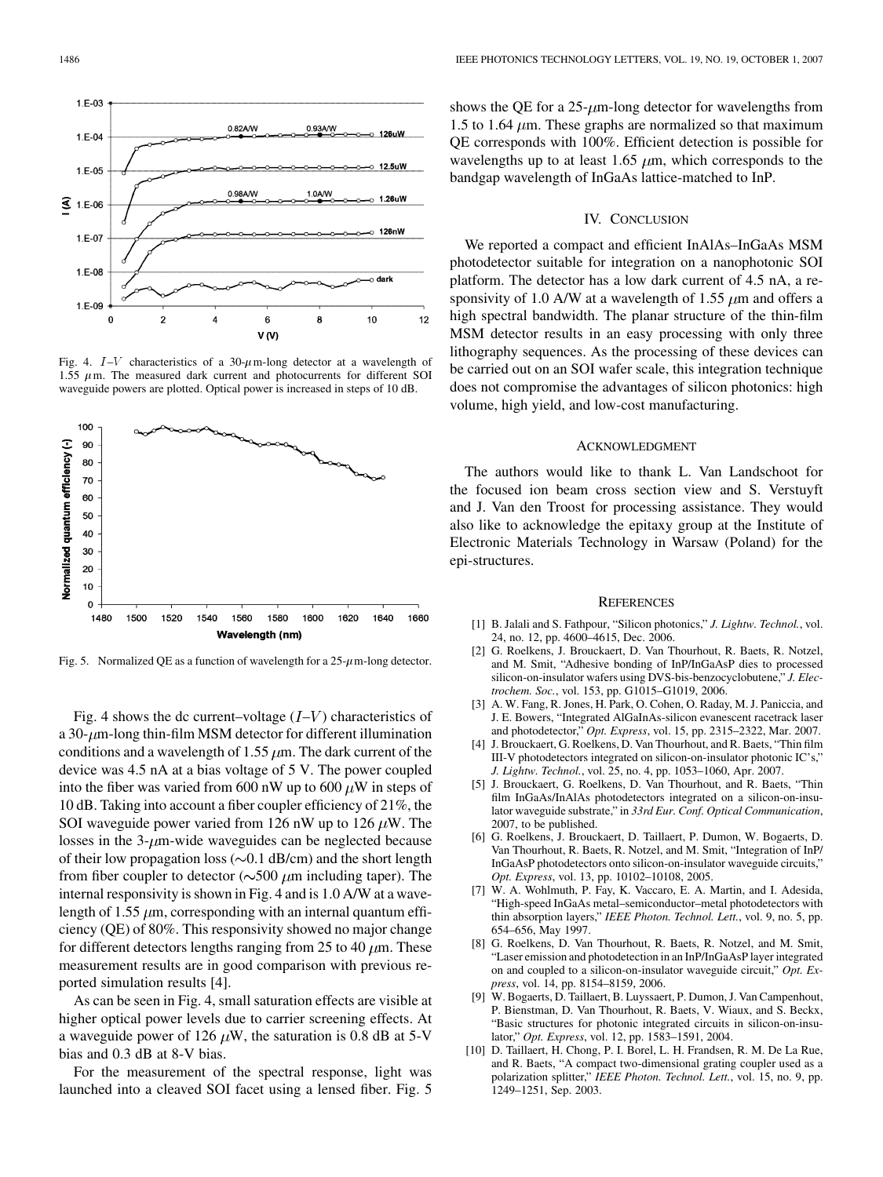1.E-03

1.E-04

1.E-05

1.E-06

1.E-07

1.E-08

1.E-09

I (A)

0 2 4 6 8 10 12

V (V)

0.82A/W 0.93A/W 126uW

12.5uW

0.98A/W 1.0A/W 1.26uW

126nW

dark

Fig. 4. $I$–$V$ characteristics of a 30-$\mu$m-long detector at a wavelength of 1.55 $\mu$m. The measured dark current and photocurrents for different SOI waveguide powers are plotted. Optical power is increased in steps of 10 dB.

100

90

80

70

60

50

40

30

20

10

0

Normalized quantum efficiency (-)

1480 1500 1520 1540 1560 1580 1600 1620 1640 1660

Wavelength (nm)

Fig. 5. Normalized QE as a function of wavelength for a 25-$\mu$m-long detector.

Fig. 4 shows the dc current–voltage ($I$–$V$) characteristics of a 30-$\mu$m-long thin-film MSM detector for different illumination conditions and a wavelength of 1.55 $\mu$m. The dark current of the device was 4.5 nA at a bias voltage of 5 V. The power coupled into the fiber was varied from 600 nW up to 600 $\mu$W in steps of 10 dB. Taking into account a fiber coupler efficiency of 21%, the SOI waveguide power varied from 126 nW up to 126 $\mu$W. The losses in the 3-$\mu$m-wide waveguides can be neglected because of their low propagation loss ($\sim$0.1 dB/cm) and the short length from fiber coupler to detector ($\sim$500 $\mu$m including taper). The internal responsivity is shown in Fig. 4 and is 1.0 A/W at a wavelength of 1.55 $\mu$m, corresponding with an internal quantum efficiency (QE) of 80%. This responsivity showed no major change for different detectors lengths ranging from 25 to 40 $\mu$m. These measurement results are in good comparison with previous reported simulation results [4].

As can be seen in Fig. 4, small saturation effects are visible at higher optical power levels due to carrier screening effects. At a waveguide power of 126 $\mu$W, the saturation is 0.8 dB at 5-V bias and 0.3 dB at 8-V bias.

For the measurement of the spectral response, light was launched into a cleaved SOI facet using a lensed fiber. Fig. 5 shows the QE for a 25-$\mu$m-long detector for wavelengths from 1.5 to 1.64 $\mu$m. These graphs are normalized so that maximum QE corresponds with 100%. Efficient detection is possible for wavelengths up to at least 1.65 $\mu$m, which corresponds to the bandgap wavelength of InGaAs lattice-matched to InP.

## IV. Conclusion

We reported a compact and efficient InAlAs–InGaAs MSM photodetector suitable for integration on a nanophotonic SOI platform. The detector has a low dark current of 4.5 nA, a responsivity of 1.0 A/W at a wavelength of 1.55 $\mu$m and offers a high spectral bandwidth. The planar structure of the thin-film MSM detector results in an easy processing with only three lithography sequences. As the processing of these devices can be carried out on an SOI wafer scale, this integration technique does not compromise the advantages of silicon photonics: high volume, high yield, and low-cost manufacturing.

## Acknowledgment

The authors would like to thank L. Van Landschoot for the focused ion beam cross section view and S. Verstuyft and J. Van den Troost for processing assistance. They would also like to acknowledge the epitaxy group at the Institute of Electronic Materials Technology in Warsaw (Poland) for the epi-structures.

## References

[1] B. Jalali and S. Fathpour, "Silicon photonics," *J. Lightw. Technol.*, vol. 24, no. 12, pp. 4600–4615, Dec. 2006.

[2] G. Roelkens, J. Brouckaert, D. Van Thourhout, R. Baets, R. Notzel, and M. Smit, "Adhesive bonding of InP/InGaAsP dies to processed silicon-on-insulator wafers using DVS-bis-benzocyclobutene," *J. Electrochem. Soc.*, vol. 153, pp. G1015–G1019, 2006.

[3] A. W. Fang, R. Jones, H. Park, O. Cohen, O. Raday, M. J. Paniccia, and J. E. Bowers, "Integrated AlGaInAs-silicon evanescent racetrack laser and photodetector," *Opt. Express*, vol. 15, pp. 2315–2322, Mar. 2007.

[4] J. Brouckaert, G. Roelkens, D. Van Thourhout, and R. Baets, "Thin film III-V photodetectors integrated on silicon-on-insulator photonic IC's," *J. Lightw. Technol.*, vol. 25, no. 4, pp. 1053–1060, Apr. 2007.

[5] J. Brouckaert, G. Roelkens, D. Van Thourhout, and R. Baets, "Thin film InGaAs/InAlAs photodetectors integrated on a silicon-on-insulator waveguide substrate," in *33rd Eur. Conf. Optical Communication*, 2007, to be published.

[6] G. Roelkens, J. Brouckaert, D. Taillaert, P. Dumon, W. Bogaerts, D. Van Thourhout, R. Baets, R. Notzel, and M. Smit, "Integration of InP/InGaAsP photodetectors onto silicon-on-insulator waveguide circuits," *Opt. Express*, vol. 13, pp. 10102–10108, 2005.

[7] W. A. Wohlmuth, P. Fay, K. Vaccaro, E. A. Martin, and I. Adesida, "High-speed InGaAs metal–semiconductor–metal photodetectors with thin absorption layers," *IEEE Photon. Technol. Lett.*, vol. 9, no. 5, pp. 654–656, May 1997.

[8] G. Roelkens, D. Van Thourhout, R. Baets, R. Notzel, and M. Smit, "Laser emission and photodetection in an InP/InGaAsP layer integrated on and coupled to a silicon-on-insulator waveguide circuit," *Opt. Express*, vol. 14, pp. 8154–8159, 2006.

[9] W. Bogaerts, D. Taillaert, B. Luyssaert, P. Dumon, J. Van Campenhout, P. Bienstman, D. Van Thourhout, R. Baets, V. Wiaux, and S. Beckx, "Basic structures for photonic integrated circuits in silicon-on-insulator," *Opt. Express*, vol. 12, pp. 1583–1591, 2004.

[10] D. Taillaert, H. Chong, P. I. Borel, L. H. Frandsen, R. M. De La Rue, and R. Baets, "A compact two-dimensional grating coupler used as a polarization splitter," *IEEE Photon. Technol. Lett.*, vol. 15, no. 9, pp. 1249–1251, Sep. 2003.